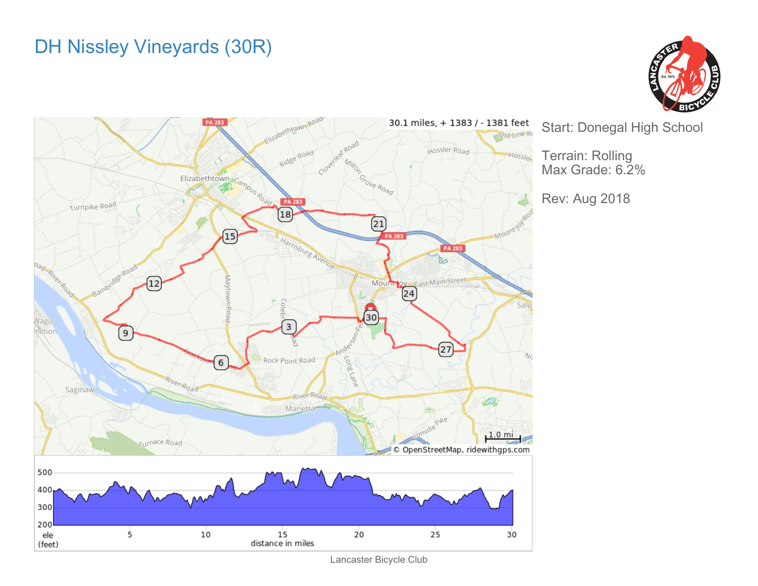# DH Nissley Vineyards (30R)

30.1 miles, + 1383 / - 1381 feet

Start: Donegal High School

Terrain: Rolling
Max Grade: 6.2%

Rev: Aug 2018

Lancaster Bicycle Club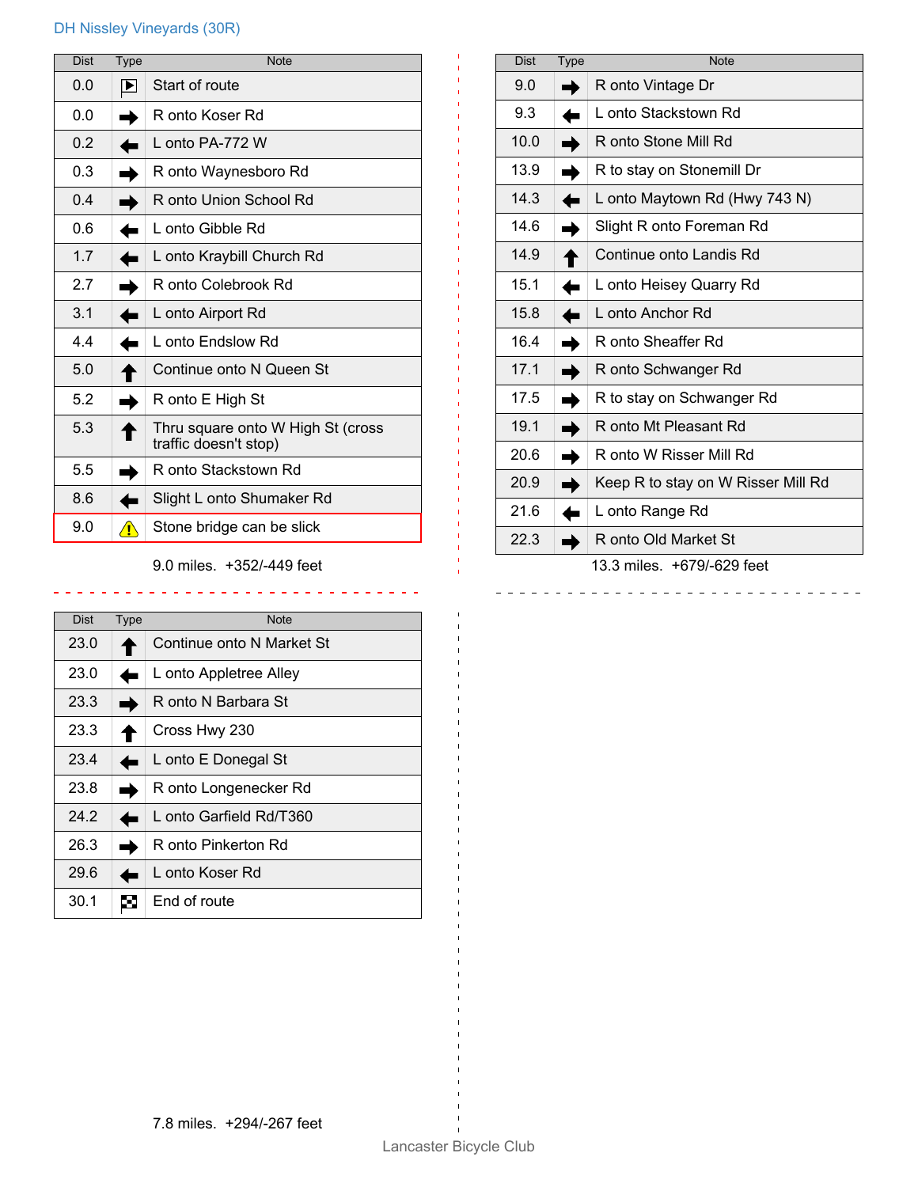# DH Nissley Vineyards (30R)

| Dist | Type | Note |
|---|---|---|
| 0.0 | Start | Start of route |
| 0.0 | R | R onto Koser Rd |
| 0.2 | L | L onto PA-772 W |
| 0.3 | R | R onto Waynesboro Rd |
| 0.4 | R | R onto Union School Rd |
| 0.6 | L | L onto Gibble Rd |
| 1.7 | L | L onto Kraybill Church Rd |
| 2.7 | R | R onto Colebrook Rd |
| 3.1 | L | L onto Airport Rd |
| 4.4 | L | L onto Endslow Rd |
| 5.0 | Straight | Continue onto N Queen St |
| 5.2 | R | R onto E High St |
| 5.3 | Straight | Thru square onto W High St (cross traffic doesn't stop) |
| 5.5 | R | R onto Stackstown Rd |
| 8.6 | L | Slight L onto Shumaker Rd |
| 9.0 | ⚠ | Stone bridge can be slick |

9.0 miles. +352/-449 feet

| Dist | Type | Note |
|---|---|---|
| 9.0 | R | R onto Vintage Dr |
| 9.3 | L | L onto Stackstown Rd |
| 10.0 | R | R onto Stone Mill Rd |
| 13.9 | R | R to stay on Stonemill Dr |
| 14.3 | L | L onto Maytown Rd (Hwy 743 N) |
| 14.6 | R | Slight R onto Foreman Rd |
| 14.9 | Straight | Continue onto Landis Rd |
| 15.1 | L | L onto Heisey Quarry Rd |
| 15.8 | L | L onto Anchor Rd |
| 16.4 | R | R onto Sheaffer Rd |
| 17.1 | R | R onto Schwanger Rd |
| 17.5 | R | R to stay on Schwanger Rd |
| 19.1 | R | R onto Mt Pleasant Rd |
| 20.6 | R | R onto W Risser Mill Rd |
| 20.9 | R | Keep R to stay on W Risser Mill Rd |
| 21.6 | L | L onto Range Rd |
| 22.3 | R | R onto Old Market St |

13.3 miles. +679/-629 feet

| Dist | Type | Note |
|---|---|---|
| 23.0 | Straight | Continue onto N Market St |
| 23.0 | L | L onto Appletree Alley |
| 23.3 | R | R onto N Barbara St |
| 23.3 | Straight | Cross Hwy 230 |
| 23.4 | L | L onto E Donegal St |
| 23.8 | R | R onto Longenecker Rd |
| 24.2 | L | L onto Garfield Rd/T360 |
| 26.3 | R | R onto Pinkerton Rd |
| 29.6 | L | L onto Koser Rd |
| 30.1 | End | End of route |

7.8 miles. +294/-267 feet

Lancaster Bicycle Club